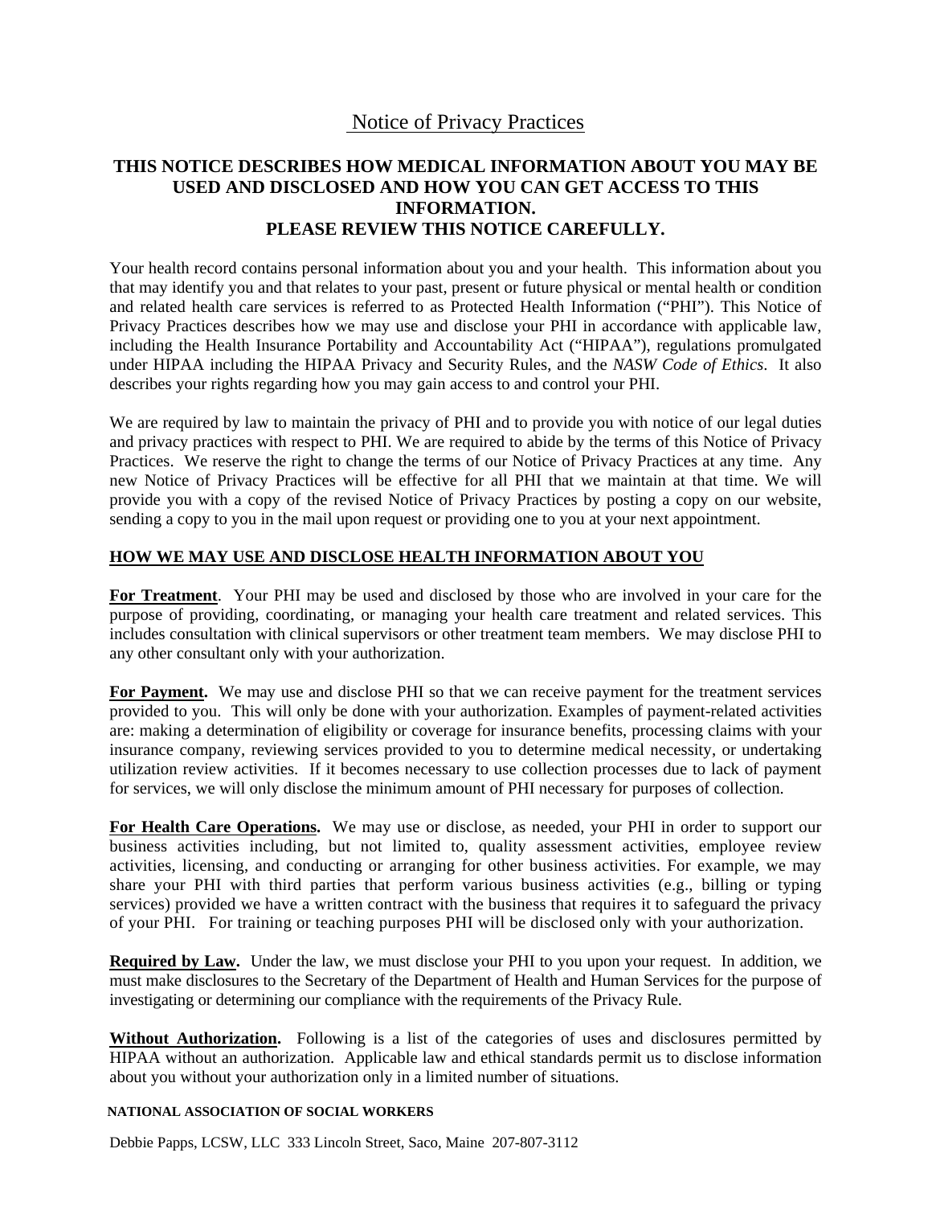# Notice of Privacy Practices

## THIS NOTICE DESCRIBES HOW MEDICAL INFORMATION ABOUT YOU MAY BE USED AND DISCLOSED AND HOW YOU CAN GET ACCESS TO THIS INFORMATION.
## PLEASE REVIEW THIS NOTICE CAREFULLY.

Your health record contains personal information about you and your health. This information about you that may identify you and that relates to your past, present or future physical or mental health or condition and related health care services is referred to as Protected Health Information ("PHI"). This Notice of Privacy Practices describes how we may use and disclose your PHI in accordance with applicable law, including the Health Insurance Portability and Accountability Act ("HIPAA"), regulations promulgated under HIPAA including the HIPAA Privacy and Security Rules, and the *NASW Code of Ethics*. It also describes your rights regarding how you may gain access to and control your PHI.

We are required by law to maintain the privacy of PHI and to provide you with notice of our legal duties and privacy practices with respect to PHI. We are required to abide by the terms of this Notice of Privacy Practices. We reserve the right to change the terms of our Notice of Privacy Practices at any time. Any new Notice of Privacy Practices will be effective for all PHI that we maintain at that time. We will provide you with a copy of the revised Notice of Privacy Practices by posting a copy on our website, sending a copy to you in the mail upon request or providing one to you at your next appointment.

### HOW WE MAY USE AND DISCLOSE HEALTH INFORMATION ABOUT YOU

**For Treatment**. Your PHI may be used and disclosed by those who are involved in your care for the purpose of providing, coordinating, or managing your health care treatment and related services. This includes consultation with clinical supervisors or other treatment team members. We may disclose PHI to any other consultant only with your authorization.

**For Payment.** We may use and disclose PHI so that we can receive payment for the treatment services provided to you. This will only be done with your authorization. Examples of payment-related activities are: making a determination of eligibility or coverage for insurance benefits, processing claims with your insurance company, reviewing services provided to you to determine medical necessity, or undertaking utilization review activities. If it becomes necessary to use collection processes due to lack of payment for services, we will only disclose the minimum amount of PHI necessary for purposes of collection.

**For Health Care Operations.** We may use or disclose, as needed, your PHI in order to support our business activities including, but not limited to, quality assessment activities, employee review activities, licensing, and conducting or arranging for other business activities. For example, we may share your PHI with third parties that perform various business activities (e.g., billing or typing services) provided we have a written contract with the business that requires it to safeguard the privacy of your PHI. For training or teaching purposes PHI will be disclosed only with your authorization.

**Required by Law.** Under the law, we must disclose your PHI to you upon your request. In addition, we must make disclosures to the Secretary of the Department of Health and Human Services for the purpose of investigating or determining our compliance with the requirements of the Privacy Rule.

**Without Authorization.** Following is a list of the categories of uses and disclosures permitted by HIPAA without an authorization. Applicable law and ethical standards permit us to disclose information about you without your authorization only in a limited number of situations.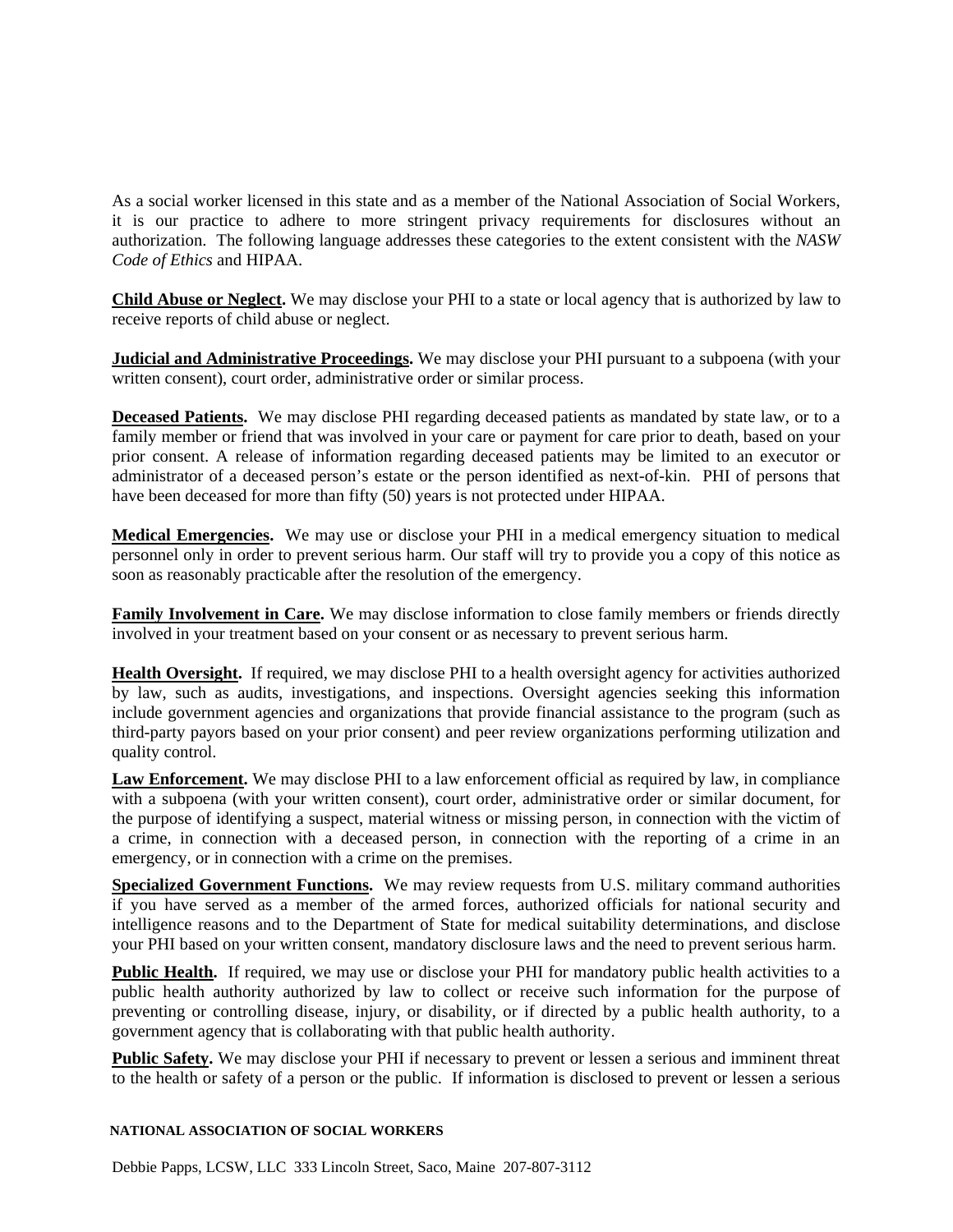As a social worker licensed in this state and as a member of the National Association of Social Workers, it is our practice to adhere to more stringent privacy requirements for disclosures without an authorization. The following language addresses these categories to the extent consistent with the *NASW Code of Ethics* and HIPAA.

**Child Abuse or Neglect.** We may disclose your PHI to a state or local agency that is authorized by law to receive reports of child abuse or neglect.

**Judicial and Administrative Proceedings.** We may disclose your PHI pursuant to a subpoena (with your written consent), court order, administrative order or similar process.

**Deceased Patients.** We may disclose PHI regarding deceased patients as mandated by state law, or to a family member or friend that was involved in your care or payment for care prior to death, based on your prior consent. A release of information regarding deceased patients may be limited to an executor or administrator of a deceased person's estate or the person identified as next-of-kin. PHI of persons that have been deceased for more than fifty (50) years is not protected under HIPAA.

**Medical Emergencies.** We may use or disclose your PHI in a medical emergency situation to medical personnel only in order to prevent serious harm. Our staff will try to provide you a copy of this notice as soon as reasonably practicable after the resolution of the emergency.

**Family Involvement in Care.** We may disclose information to close family members or friends directly involved in your treatment based on your consent or as necessary to prevent serious harm.

**Health Oversight.** If required, we may disclose PHI to a health oversight agency for activities authorized by law, such as audits, investigations, and inspections. Oversight agencies seeking this information include government agencies and organizations that provide financial assistance to the program (such as third-party payors based on your prior consent) and peer review organizations performing utilization and quality control.

**Law Enforcement.** We may disclose PHI to a law enforcement official as required by law, in compliance with a subpoena (with your written consent), court order, administrative order or similar document, for the purpose of identifying a suspect, material witness or missing person, in connection with the victim of a crime, in connection with a deceased person, in connection with the reporting of a crime in an emergency, or in connection with a crime on the premises.

**Specialized Government Functions.** We may review requests from U.S. military command authorities if you have served as a member of the armed forces, authorized officials for national security and intelligence reasons and to the Department of State for medical suitability determinations, and disclose your PHI based on your written consent, mandatory disclosure laws and the need to prevent serious harm.

**Public Health.** If required, we may use or disclose your PHI for mandatory public health activities to a public health authority authorized by law to collect or receive such information for the purpose of preventing or controlling disease, injury, or disability, or if directed by a public health authority, to a government agency that is collaborating with that public health authority.

**Public Safety.** We may disclose your PHI if necessary to prevent or lessen a serious and imminent threat to the health or safety of a person or the public. If information is disclosed to prevent or lessen a serious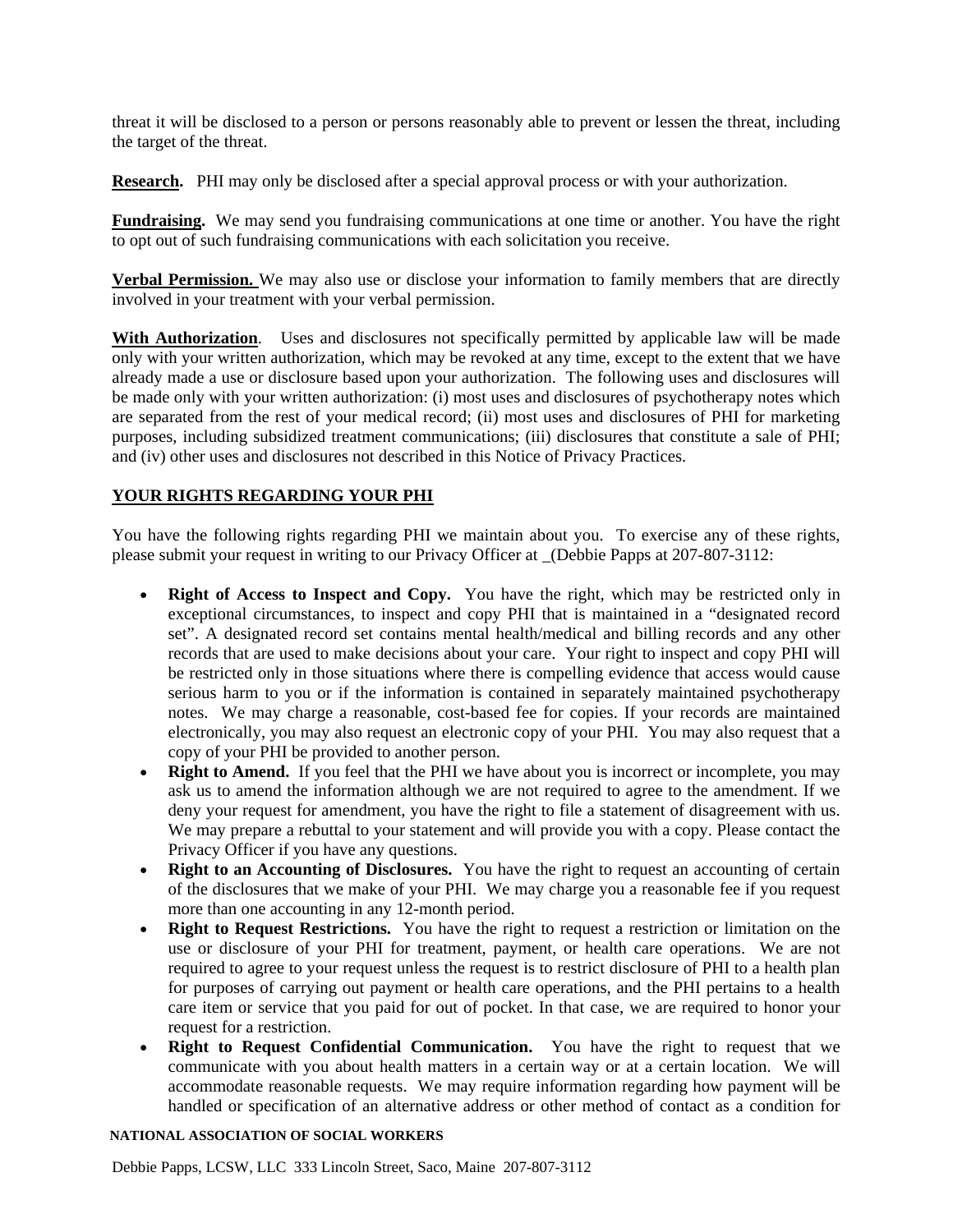threat it will be disclosed to a person or persons reasonably able to prevent or lessen the threat, including the target of the threat.

**Research.** PHI may only be disclosed after a special approval process or with your authorization.

**Fundraising.** We may send you fundraising communications at one time or another. You have the right to opt out of such fundraising communications with each solicitation you receive.

**Verbal Permission.** We may also use or disclose your information to family members that are directly involved in your treatment with your verbal permission.

**With Authorization**. Uses and disclosures not specifically permitted by applicable law will be made only with your written authorization, which may be revoked at any time, except to the extent that we have already made a use or disclosure based upon your authorization. The following uses and disclosures will be made only with your written authorization: (i) most uses and disclosures of psychotherapy notes which are separated from the rest of your medical record; (ii) most uses and disclosures of PHI for marketing purposes, including subsidized treatment communications; (iii) disclosures that constitute a sale of PHI; and (iv) other uses and disclosures not described in this Notice of Privacy Practices.

## YOUR RIGHTS REGARDING YOUR PHI

You have the following rights regarding PHI we maintain about you. To exercise any of these rights, please submit your request in writing to our Privacy Officer at _(Debbie Papps at 207-807-3112:

- **Right of Access to Inspect and Copy.** You have the right, which may be restricted only in exceptional circumstances, to inspect and copy PHI that is maintained in a "designated record set". A designated record set contains mental health/medical and billing records and any other records that are used to make decisions about your care. Your right to inspect and copy PHI will be restricted only in those situations where there is compelling evidence that access would cause serious harm to you or if the information is contained in separately maintained psychotherapy notes. We may charge a reasonable, cost-based fee for copies. If your records are maintained electronically, you may also request an electronic copy of your PHI. You may also request that a copy of your PHI be provided to another person.
- **Right to Amend.** If you feel that the PHI we have about you is incorrect or incomplete, you may ask us to amend the information although we are not required to agree to the amendment. If we deny your request for amendment, you have the right to file a statement of disagreement with us. We may prepare a rebuttal to your statement and will provide you with a copy. Please contact the Privacy Officer if you have any questions.
- **Right to an Accounting of Disclosures.** You have the right to request an accounting of certain of the disclosures that we make of your PHI. We may charge you a reasonable fee if you request more than one accounting in any 12-month period.
- **Right to Request Restrictions.** You have the right to request a restriction or limitation on the use or disclosure of your PHI for treatment, payment, or health care operations. We are not required to agree to your request unless the request is to restrict disclosure of PHI to a health plan for purposes of carrying out payment or health care operations, and the PHI pertains to a health care item or service that you paid for out of pocket. In that case, we are required to honor your request for a restriction.
- **Right to Request Confidential Communication.** You have the right to request that we communicate with you about health matters in a certain way or at a certain location. We will accommodate reasonable requests. We may require information regarding how payment will be handled or specification of an alternative address or other method of contact as a condition for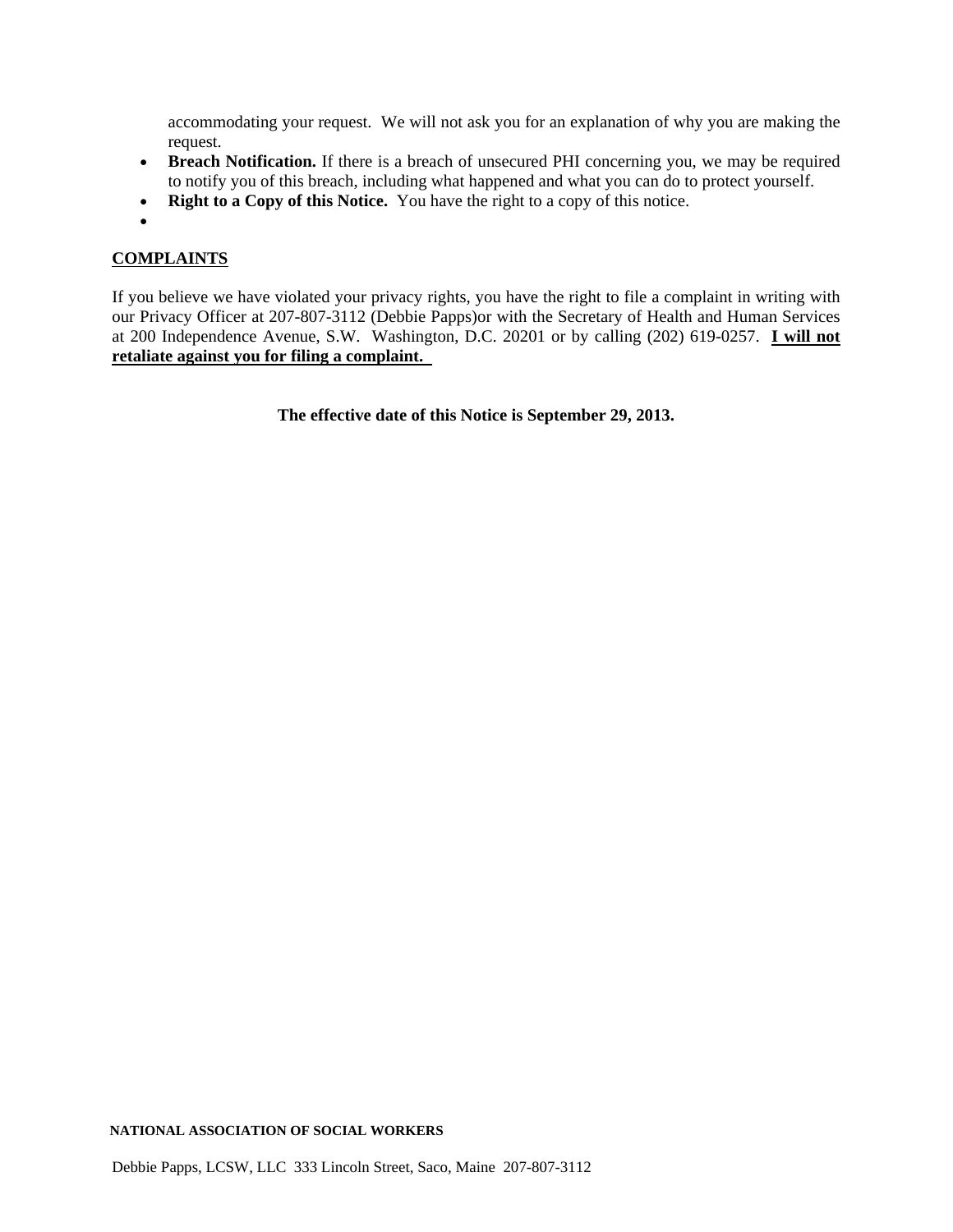accommodating your request. We will not ask you for an explanation of why you are making the request.

- **Breach Notification.** If there is a breach of unsecured PHI concerning you, we may be required to notify you of this breach, including what happened and what you can do to protect yourself.
- **Right to a Copy of this Notice.** You have the right to a copy of this notice.
- 

**COMPLAINTS**

If you believe we have violated your privacy rights, you have the right to file a complaint in writing with our Privacy Officer at 207-807-3112 (Debbie Papps)or with the Secretary of Health and Human Services at 200 Independence Avenue, S.W. Washington, D.C. 20201 or by calling (202) 619-0257. **I will not retaliate against you for filing a complaint.**

**The effective date of this Notice is September 29, 2013.**

**NATIONAL ASSOCIATION OF SOCIAL WORKERS**

Debbie Papps, LCSW, LLC 333 Lincoln Street, Saco, Maine 207-807-3112